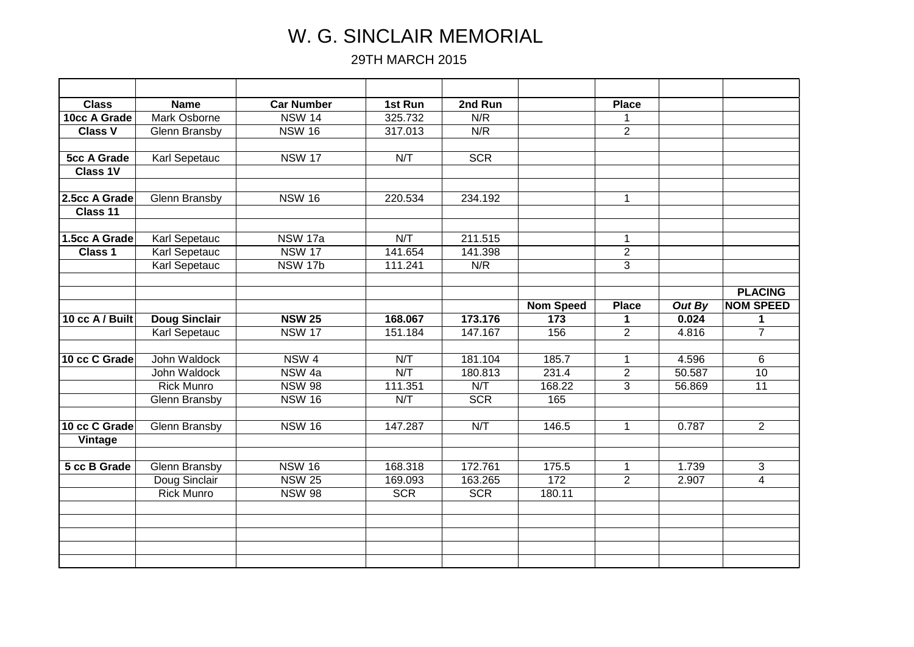# W. G. SINCLAIR MEMORIAL

29TH MARCH 2015

| | | | | | | | | |
|---|---|---|---|---|---|---|---|---|
| **Class** | **Name** | **Car Number** | **1st Run** | **2nd Run** | | **Place** | | |
| **10cc A Grade** | Mark Osborne | NSW 14 | 325.732 | N/R | | 1 | | |
| **Class V** | Glenn Bransby | NSW 16 | 317.013 | N/R | | 2 | | |
| | | | | | | | | |
| **5cc A Grade** | Karl Sepetauc | NSW 17 | N/T | SCR | | | | |
| **Class 1V** | | | | | | | | |
| | | | | | | | | |
| **2.5cc A Grade** | Glenn Bransby | NSW 16 | 220.534 | 234.192 | | 1 | | |
| **Class 11** | | | | | | | | |
| | | | | | | | | |
| **1.5cc A Grade** | Karl Sepetauc | NSW 17a | N/T | 211.515 | | 1 | | |
| **Class 1** | Karl Sepetauc | NSW 17 | 141.654 | 141.398 | | 2 | | |
| | Karl Sepetauc | NSW 17b | 111.241 | N/R | | 3 | | |
| | | | | | | | | |
| | | | | | | | | **PLACING** |
| | | | | | **Nom Speed** | **Place** | ***Out By*** | **NOM SPEED** |
| **10 cc A / Built** | **Doug Sinclair** | **NSW 25** | **168.067** | **173.176** | **173** | **1** | **0.024** | **1** |
| | Karl Sepetauc | NSW 17 | 151.184 | 147.167 | 156 | 2 | 4.816 | 7 |
| | | | | | | | | |
| **10 cc C Grade** | John Waldock | NSW 4 | N/T | 181.104 | 185.7 | 1 | 4.596 | 6 |
| | John Waldock | NSW 4a | N/T | 180.813 | 231.4 | 2 | 50.587 | 10 |
| | Rick Munro | NSW 98 | 111.351 | N/T | 168.22 | 3 | 56.869 | 11 |
| | Glenn Bransby | NSW 16 | N/T | SCR | 165 | | | |
| | | | | | | | | |
| **10 cc C Grade** | Glenn Bransby | NSW 16 | 147.287 | N/T | 146.5 | 1 | 0.787 | 2 |
| **Vintage** | | | | | | | | |
| | | | | | | | | |
| **5 cc B Grade** | Glenn Bransby | NSW 16 | 168.318 | 172.761 | 175.5 | 1 | 1.739 | 3 |
| | Doug Sinclair | NSW 25 | 169.093 | 163.265 | 172 | 2 | 2.907 | 4 |
| | Rick Munro | NSW 98 | SCR | SCR | 180.11 | | | |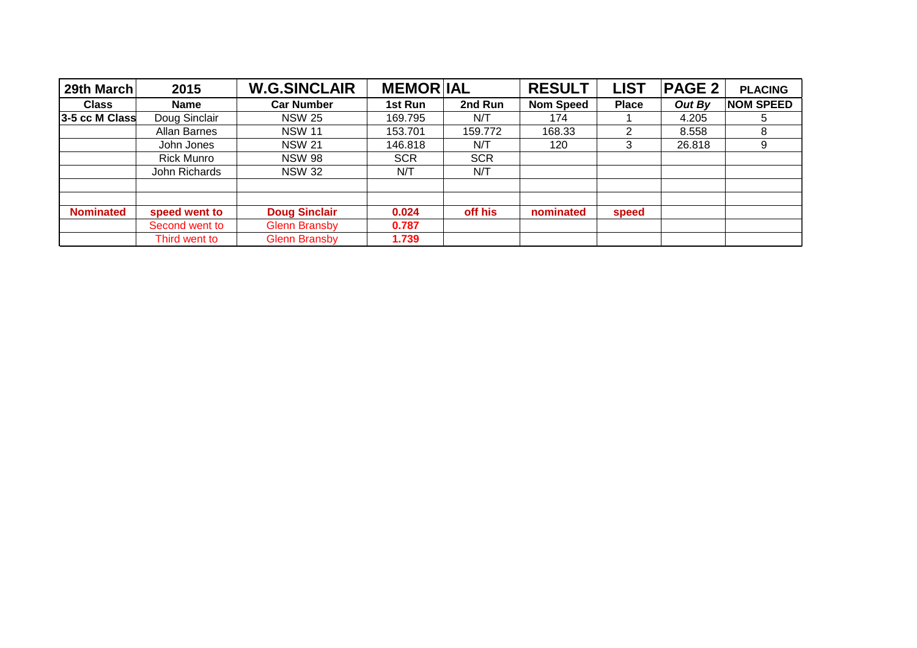| 29th March | 2015 | W.G.SINCLAIR | MEMOR | IAL | RESULT | LIST | PAGE 2 | PLACING |
|---|---|---|---|---|---|---|---|---|
| **Class** | **Name** | **Car Number** | **1st Run** | **2nd Run** | **Nom Speed** | **Place** | ***Out By*** | **NOM SPEED** |
| **3-5 cc M Class** | Doug Sinclair | NSW 25 | 169.795 | N/T | 174 | 1 | 4.205 | 5 |
| | Allan Barnes | NSW 11 | 153.701 | 159.772 | 168.33 | 2 | 8.558 | 8 |
| | John Jones | NSW 21 | 146.818 | N/T | 120 | 3 | 26.818 | 9 |
| | Rick Munro | NSW 98 | SCR | SCR | | | | |
| | John Richards | NSW 32 | N/T | N/T | | | | |
| | | | | | | | | |
| | | | | | | | | |
| **Nominated** | **speed went to** | **Doug Sinclair** | **0.024** | **off his** | **nominated** | **speed** | | |
| | Second went to | Glenn Bransby | **0.787** | | | | | |
| | Third went to | Glenn Bransby | **1.739** | | | | | |